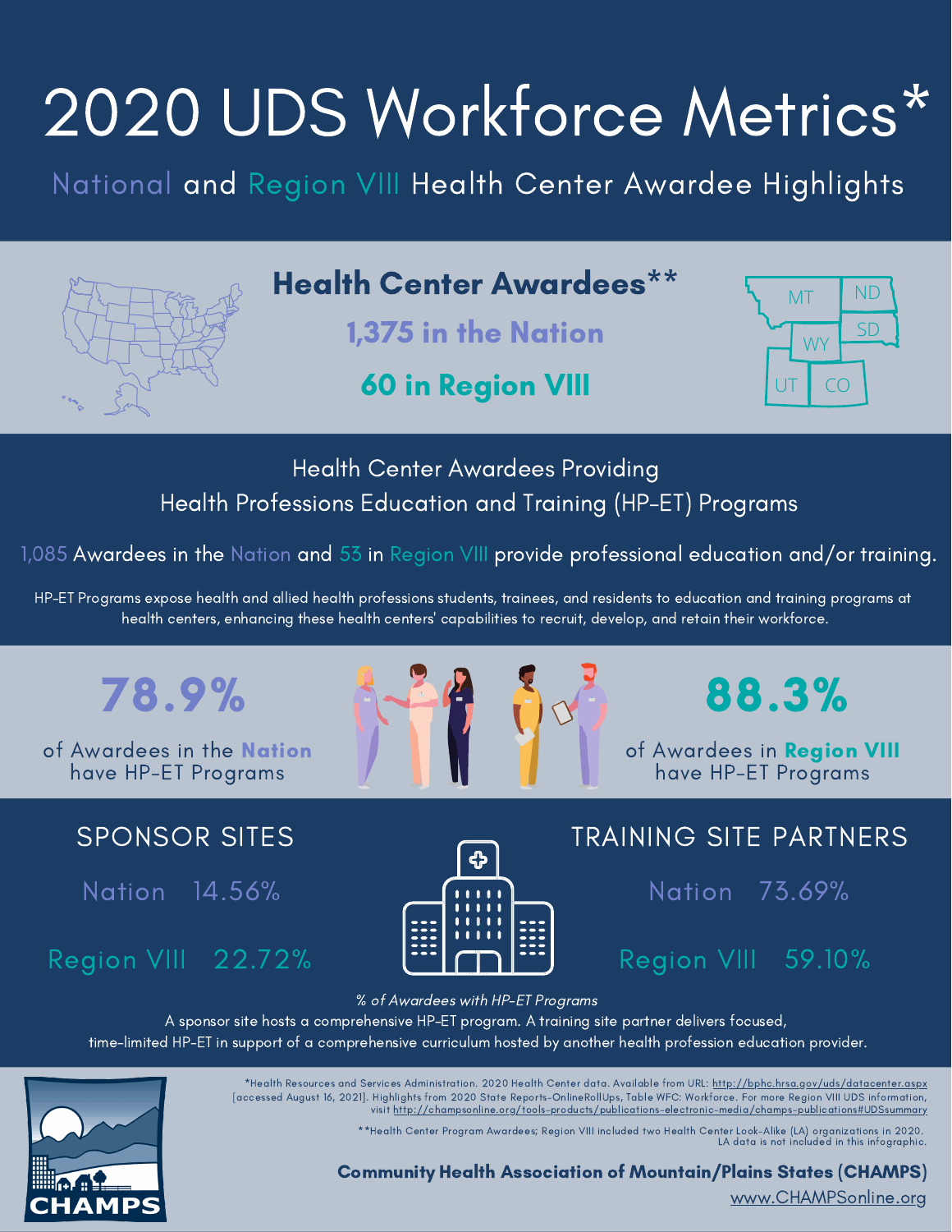# 2020 UDS Workforce Metrics*

## National and Region VIII Health Center Awardee Highlights

## Health Center Awardees**

**1,375 in the Nation**

**60 in Region VIII**

MT ND SD WY UT CO

## Health Center Awardees Providing Health Professions Education and Training (HP-ET) Programs

1,085 Awardees in the Nation and 53 in Region VIII provide professional education and/or training.

HP-ET Programs expose health and allied health professions students, trainees, and residents to education and training programs at health centers, enhancing these health centers' capabilities to recruit, develop, and retain their workforce.

**78.9%** of Awardees in the **Nation** have HP-ET Programs

**88.3%** of Awardees in **Region VIII** have HP-ET Programs

| | SPONSOR SITES | TRAINING SITE PARTNERS |
|---|---|---|
| Nation | 14.56% | 73.69% |
| Region VIII | 22.72% | 59.10% |

*% of Awardees with HP-ET Programs*

A sponsor site hosts a comprehensive HP-ET program. A training site partner delivers focused, time-limited HP-ET in support of a comprehensive curriculum hosted by another health profession education provider.

*Health Resources and Services Administration. 2020 Health Center data. Available from URL: http://bphc.hrsa.gov/uds/datacenter.aspx [accessed August 16, 2021]. Highlights from 2020 State Reports-OnlineRollUps, Table WFC: Workforce. For more Region VIII UDS information, visit http://champsonline.org/tools-products/publications-electronic-media/champs-publications#UDSsummary

**Health Center Program Awardees; Region VIII included two Health Center Look-Alike (LA) organizations in 2020. LA data is not included in this infographic.

CHAMPS

**Community Health Association of Mountain/Plains States (CHAMPS)**

www.CHAMPSonline.org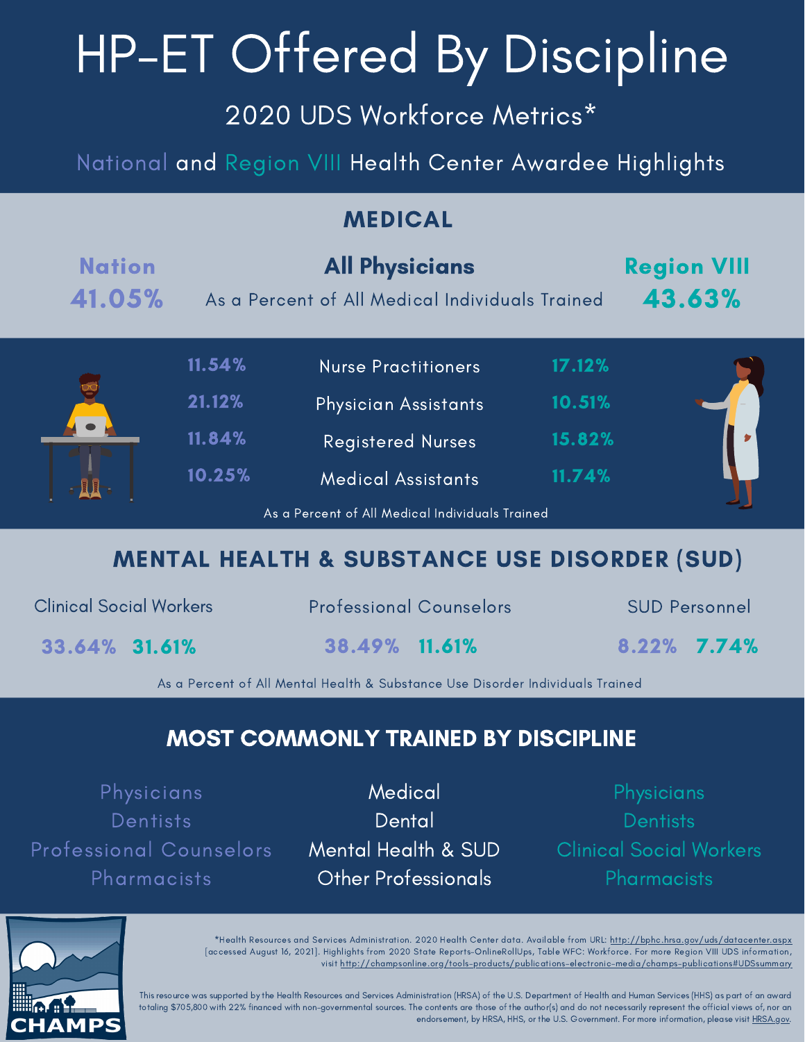# HP-ET Offered By Discipline

## 2020 UDS Workforce Metrics*

National and Region VIII Health Center Awardee Highlights

## MEDICAL

**All Physicians**

As a Percent of All Medical Individuals Trained

| Nation | | Region VIII |
|---|---|---|
| 41.05% | All Physicians | 43.63% |
| 11.54% | Nurse Practitioners | 17.12% |
| 21.12% | Physician Assistants | 10.51% |
| 11.84% | Registered Nurses | 15.82% |
| 10.25% | Medical Assistants | 11.74% |

As a Percent of All Medical Individuals Trained

## MENTAL HEALTH & SUBSTANCE USE DISORDER (SUD)

| | Nation | Region VIII |
|---|---|---|
| Clinical Social Workers | 33.64% | 31.61% |
| Professional Counselors | 38.49% | 11.61% |
| SUD Personnel | 8.22% | 7.74% |

As a Percent of All Mental Health & Substance Use Disorder Individuals Trained

## MOST COMMONLY TRAINED BY DISCIPLINE

| Nation | Discipline | Region VIII |
|---|---|---|
| Physicians | Medical | Physicians |
| Dentists | Dental | Dentists |
| Professional Counselors | Mental Health & SUD | Clinical Social Workers |
| Pharmacists | Other Professionals | Pharmacists |

CHAMPS

*Health Resources and Services Administration. 2020 Health Center data. Available from URL: http://bphc.hrsa.gov/uds/datacenter.aspx [accessed August 16, 2021]. Highlights from 2020 State Reports-OnlineRollUps, Table WFC: Workforce. For more Region VIII UDS information, visit http://champsonline.org/tools-products/publications-electronic-media/champs-publications#UDSsummary

This resource was supported by the Health Resources and Services Administration (HRSA) of the U.S. Department of Health and Human Services (HHS) as part of an award totaling $705,800 with 22% financed with non-governmental sources. The contents are those of the author(s) and do not necessarily represent the official views of, nor an endorsement, by HRSA, HHS, or the U.S. Government. For more information, please visit HRSA.gov.